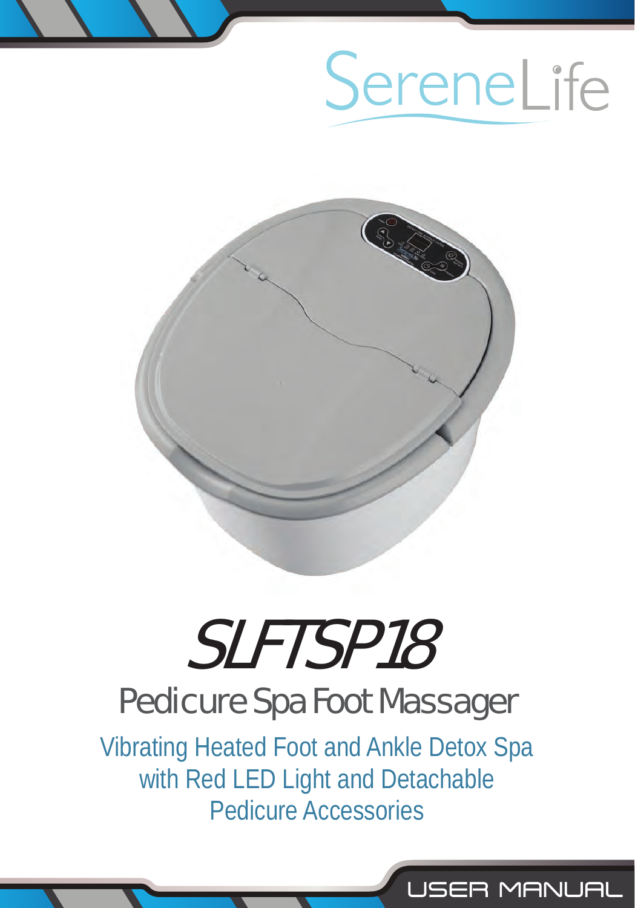SereneLife

# SLFTSP18

## Pedicure Spa Foot Massager

Vibrating Heated Foot and Ankle Detox Spa
with Red LED Light and Detachable
Pedicure Accessories

USER MANUAL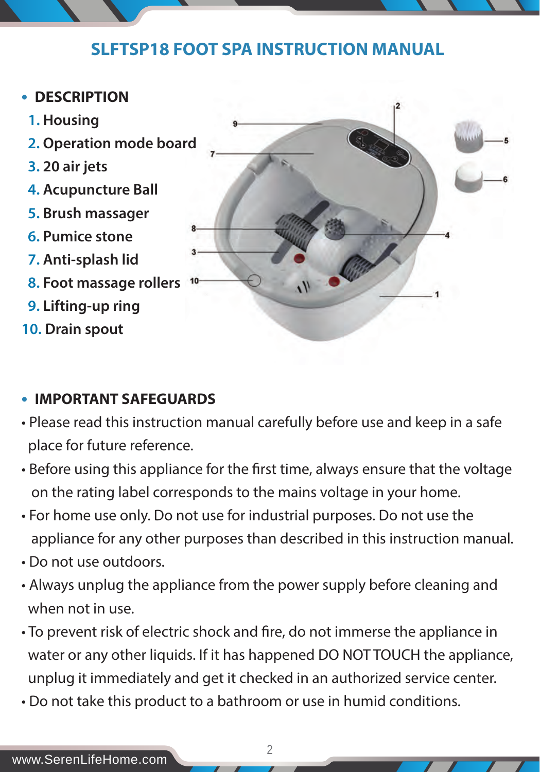# SLFTSP18 FOOT SPA INSTRUCTION MANUAL

## DESCRIPTION

1. Housing
2. Operation mode board
3. 20 air jets
4. Acupuncture Ball
5. Brush massager
6. Pumice stone
7. Anti-splash lid
8. Foot massage rollers
9. Lifting-up ring
10. Drain spout

## IMPORTANT SAFEGUARDS

- Please read this instruction manual carefully before use and keep in a safe place for future reference.
- Before using this appliance for the first time, always ensure that the voltage on the rating label corresponds to the mains voltage in your home.
- For home use only. Do not use for industrial purposes. Do not use the appliance for any other purposes than described in this instruction manual.
- Do not use outdoors.
- Always unplug the appliance from the power supply before cleaning and when not in use.
- To prevent risk of electric shock and fire, do not immerse the appliance in water or any other liquids. If it has happened DO NOT TOUCH the appliance, unplug it immediately and get it checked in an authorized service center.
- Do not take this product to a bathroom or use in humid conditions.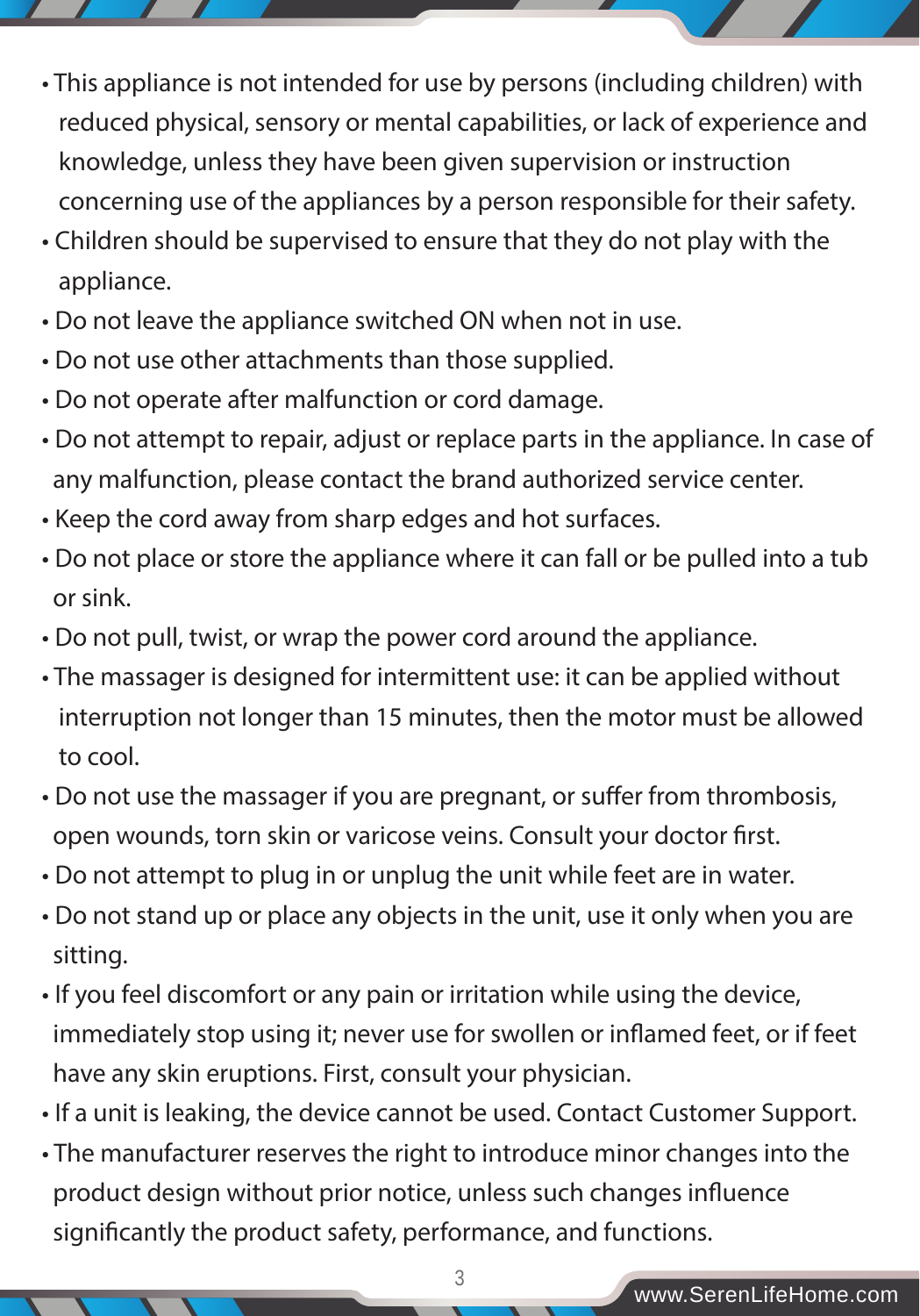- This appliance is not intended for use by persons (including children) with reduced physical, sensory or mental capabilities, or lack of experience and knowledge, unless they have been given supervision or instruction concerning use of the appliances by a person responsible for their safety.
- Children should be supervised to ensure that they do not play with the appliance.
- Do not leave the appliance switched ON when not in use.
- Do not use other attachments than those supplied.
- Do not operate after malfunction or cord damage.
- Do not attempt to repair, adjust or replace parts in the appliance. In case of any malfunction, please contact the brand authorized service center.
- Keep the cord away from sharp edges and hot surfaces.
- Do not place or store the appliance where it can fall or be pulled into a tub or sink.
- Do not pull, twist, or wrap the power cord around the appliance.
- The massager is designed for intermittent use: it can be applied without interruption not longer than 15 minutes, then the motor must be allowed to cool.
- Do not use the massager if you are pregnant, or suffer from thrombosis, open wounds, torn skin or varicose veins. Consult your doctor first.
- Do not attempt to plug in or unplug the unit while feet are in water.
- Do not stand up or place any objects in the unit, use it only when you are sitting.
- If you feel discomfort or any pain or irritation while using the device, immediately stop using it; never use for swollen or inflamed feet, or if feet have any skin eruptions. First, consult your physician.
- If a unit is leaking, the device cannot be used. Contact Customer Support.
- The manufacturer reserves the right to introduce minor changes into the product design without prior notice, unless such changes influence significantly the product safety, performance, and functions.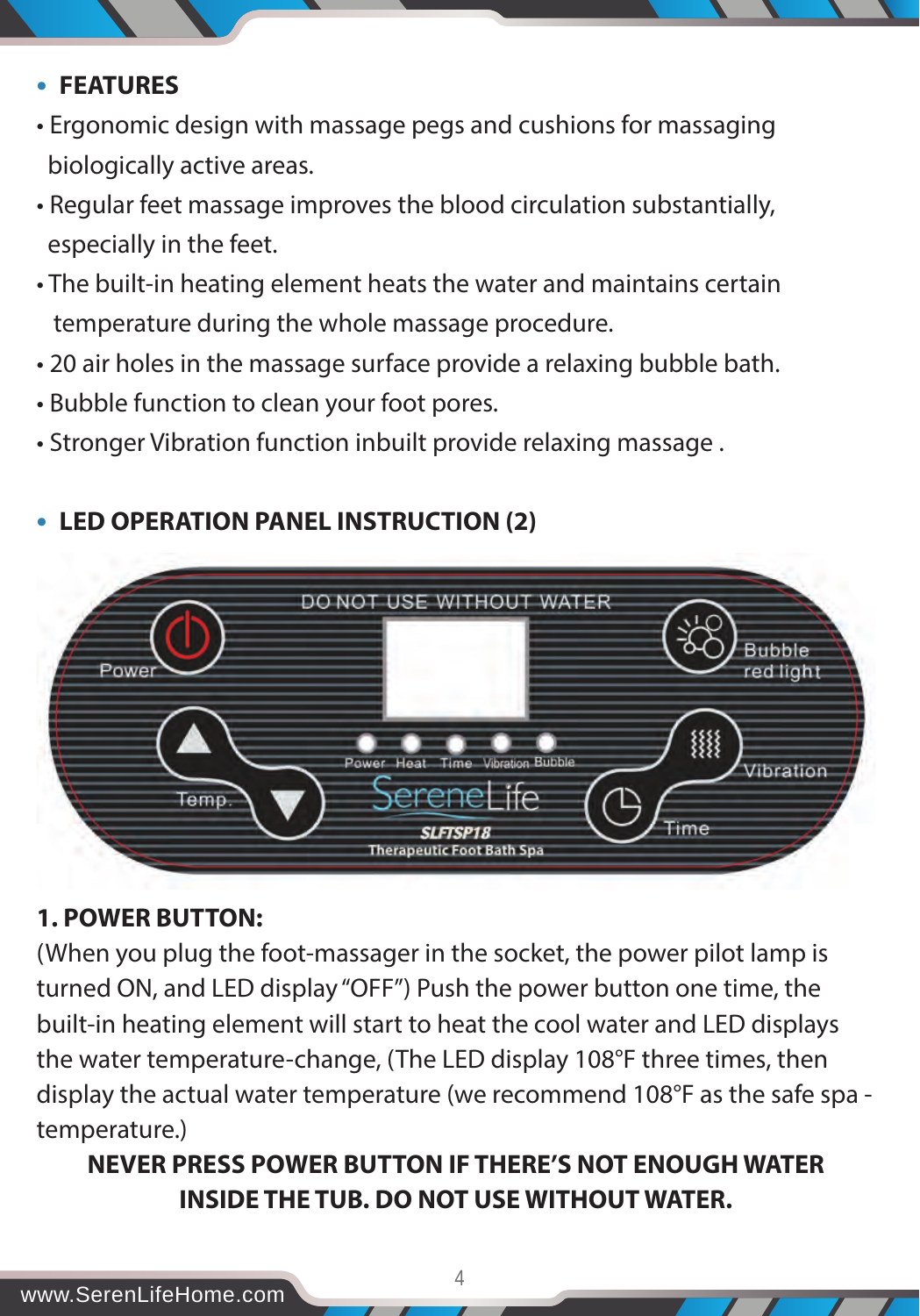- **FEATURES**

- Ergonomic design with massage pegs and cushions for massaging biologically active areas.
- Regular feet massage improves the blood circulation substantially, especially in the feet.
- The built-in heating element heats the water and maintains certain temperature during the whole massage procedure.
- 20 air holes in the massage surface provide a relaxing bubble bath.
- Bubble function to clean your foot pores.
- Stronger Vibration function inbuilt provide relaxing massage .

- **LED OPERATION PANEL INSTRUCTION (2)**

DO NOT USE WITHOUT WATER

Power | Bubble red light | Temp. | Vibration | Time

Power Heat Time Vibration Bubble

SereneLife

SLFTSP18

Therapeutic Foot Bath Spa

**1. POWER BUTTON:**

(When you plug the foot-massager in the socket, the power pilot lamp is turned ON, and LED display "OFF") Push the power button one time, the built-in heating element will start to heat the cool water and LED displays the water temperature-change, (The LED display 108°F three times, then display the actual water temperature (we recommend 108°F as the safe spa - temperature.)

**NEVER PRESS POWER BUTTON IF THERE'S NOT ENOUGH WATER INSIDE THE TUB. DO NOT USE WITHOUT WATER.**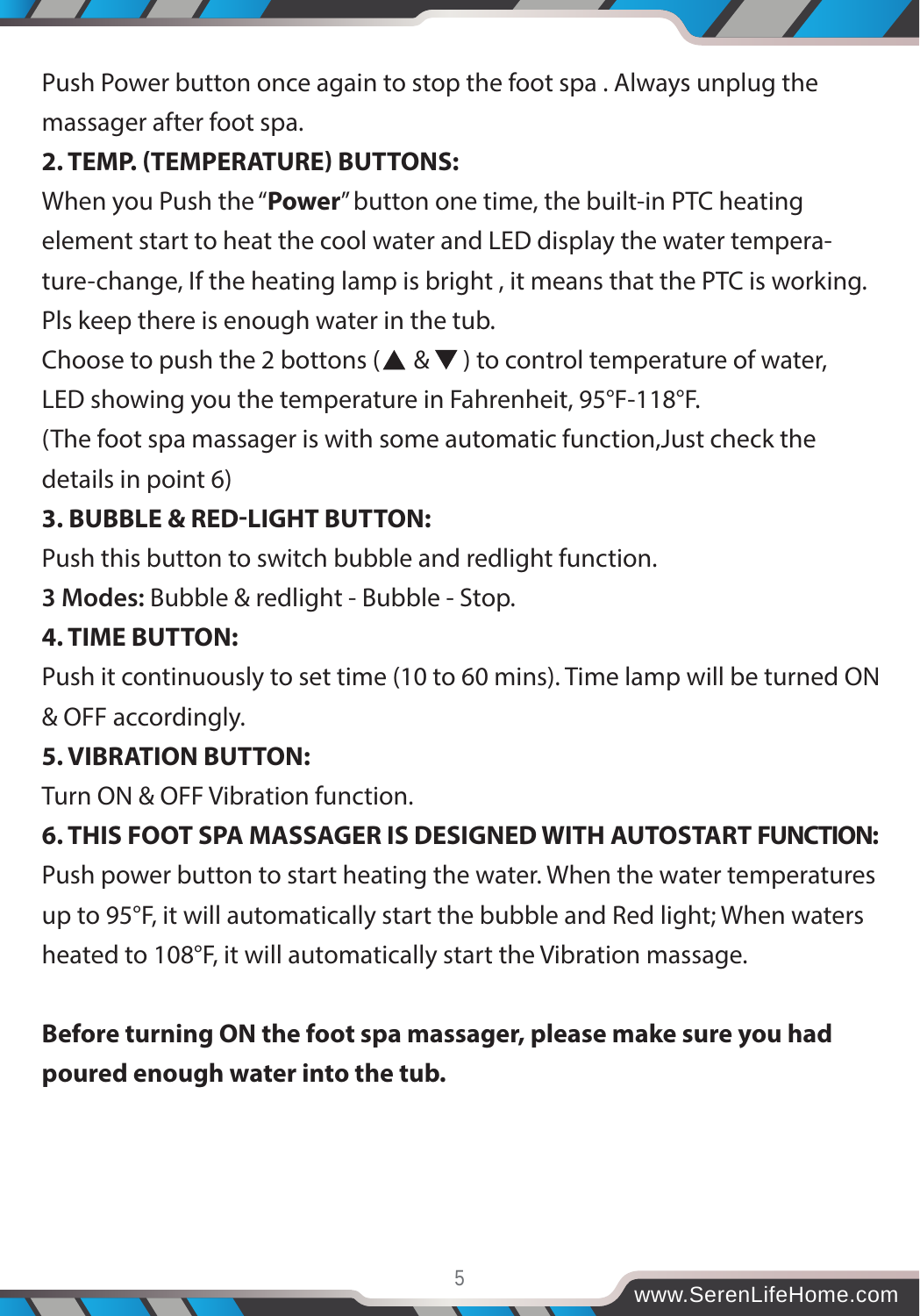Push Power button once again to stop the foot spa . Always unplug the massager after foot spa.

**2. TEMP. (TEMPERATURE) BUTTONS:**

When you Push the "**Power**" button one time, the built-in PTC heating element start to heat the cool water and LED display the water temperature-change, If the heating lamp is bright , it means that the PTC is working. Pls keep there is enough water in the tub.

Choose to push the 2 bottons (▲ & ▼ ) to control temperature of water, LED showing you the temperature in Fahrenheit, 95°F-118°F.

(The foot spa massager is with some automatic function,Just check the details in point 6)

**3. BUBBLE & RED-LIGHT BUTTON:**

Push this button to switch bubble and redlight function.

**3 Modes:** Bubble & redlight - Bubble - Stop.

**4. TIME BUTTON:**

Push it continuously to set time (10 to 60 mins). Time lamp will be turned ON & OFF accordingly.

**5. VIBRATION BUTTON:**

Turn ON & OFF Vibration function.

**6. THIS FOOT SPA MASSAGER IS DESIGNED WITH AUTOSTART FUNCTION:**

Push power button to start heating the water. When the water temperatures up to 95°F, it will automatically start the bubble and Red light; When waters heated to 108°F, it will automatically start the Vibration massage.

**Before turning ON the foot spa massager, please make sure you had poured enough water into the tub.**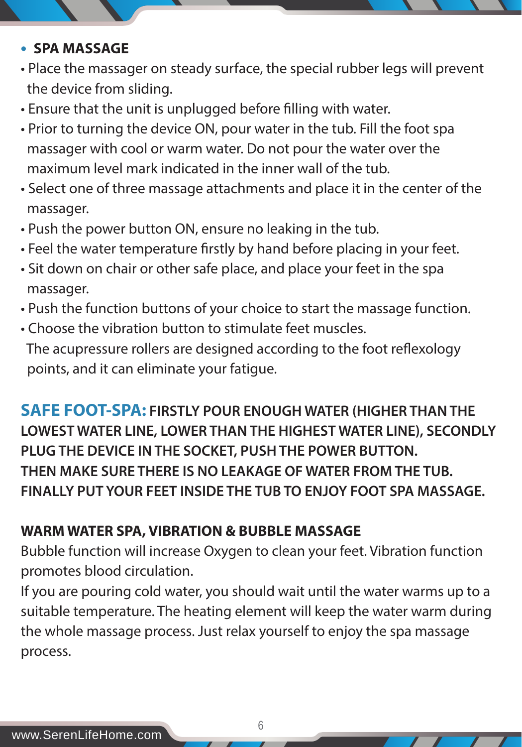- **SPA MASSAGE**

- Place the massager on steady surface, the special rubber legs will prevent the device from sliding.
- Ensure that the unit is unplugged before filling with water.
- Prior to turning the device ON, pour water in the tub. Fill the foot spa massager with cool or warm water. Do not pour the water over the maximum level mark indicated in the inner wall of the tub.
- Select one of three massage attachments and place it in the center of the massager.
- Push the power button ON, ensure no leaking in the tub.
- Feel the water temperature firstly by hand before placing in your feet.
- Sit down on chair or other safe place, and place your feet in the spa massager.
- Push the function buttons of your choice to start the massage function.
- Choose the vibration button to stimulate feet muscles.
  The acupressure rollers are designed according to the foot reflexology points, and it can eliminate your fatigue.

**SAFE FOOT-SPA: FIRSTLY POUR ENOUGH WATER (HIGHER THAN THE LOWEST WATER LINE, LOWER THAN THE HIGHEST WATER LINE), SECONDLY PLUG THE DEVICE IN THE SOCKET, PUSH THE POWER BUTTON. THEN MAKE SURE THERE IS NO LEAKAGE OF WATER FROM THE TUB. FINALLY PUT YOUR FEET INSIDE THE TUB TO ENJOY FOOT SPA MASSAGE.**

**WARM WATER SPA, VIBRATION & BUBBLE MASSAGE**

Bubble function will increase Oxygen to clean your feet. Vibration function promotes blood circulation.

If you are pouring cold water, you should wait until the water warms up to a suitable temperature. The heating element will keep the water warm during the whole massage process. Just relax yourself to enjoy the spa massage process.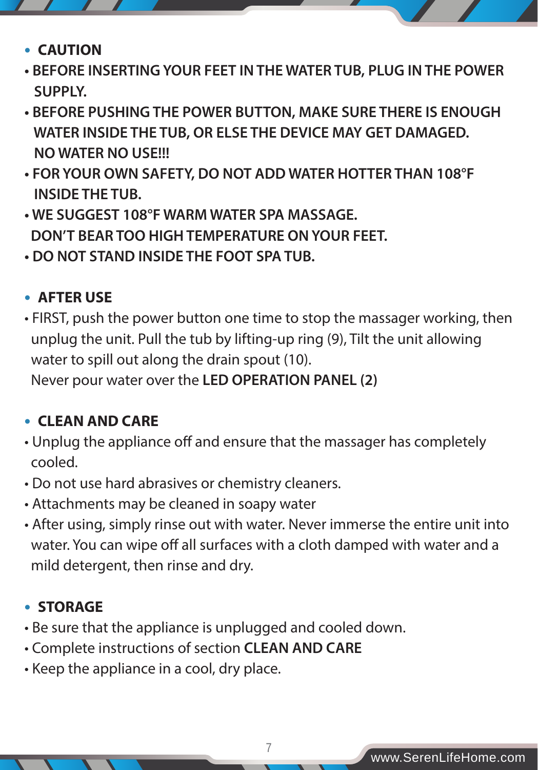## CAUTION

- **BEFORE INSERTING YOUR FEET IN THE WATER TUB, PLUG IN THE POWER SUPPLY.**
- **BEFORE PUSHING THE POWER BUTTON, MAKE SURE THERE IS ENOUGH WATER INSIDE THE TUB, OR ELSE THE DEVICE MAY GET DAMAGED. NO WATER NO USE!!!**
- **FOR YOUR OWN SAFETY, DO NOT ADD WATER HOTTER THAN 108°F INSIDE THE TUB.**
- **WE SUGGEST 108°F WARM WATER SPA MASSAGE. DON'T BEAR TOO HIGH TEMPERATURE ON YOUR FEET.**
- **DO NOT STAND INSIDE THE FOOT SPA TUB.**

## AFTER USE

- FIRST, push the power button one time to stop the massager working, then unplug the unit. Pull the tub by lifting-up ring (9), Tilt the unit allowing water to spill out along the drain spout (10).
  Never pour water over the **LED OPERATION PANEL (2)**

## CLEAN AND CARE

- Unplug the appliance off and ensure that the massager has completely cooled.
- Do not use hard abrasives or chemistry cleaners.
- Attachments may be cleaned in soapy water
- After using, simply rinse out with water. Never immerse the entire unit into water. You can wipe off all surfaces with a cloth damped with water and a mild detergent, then rinse and dry.

## STORAGE

- Be sure that the appliance is unplugged and cooled down.
- Complete instructions of section **CLEAN AND CARE**
- Keep the appliance in a cool, dry place.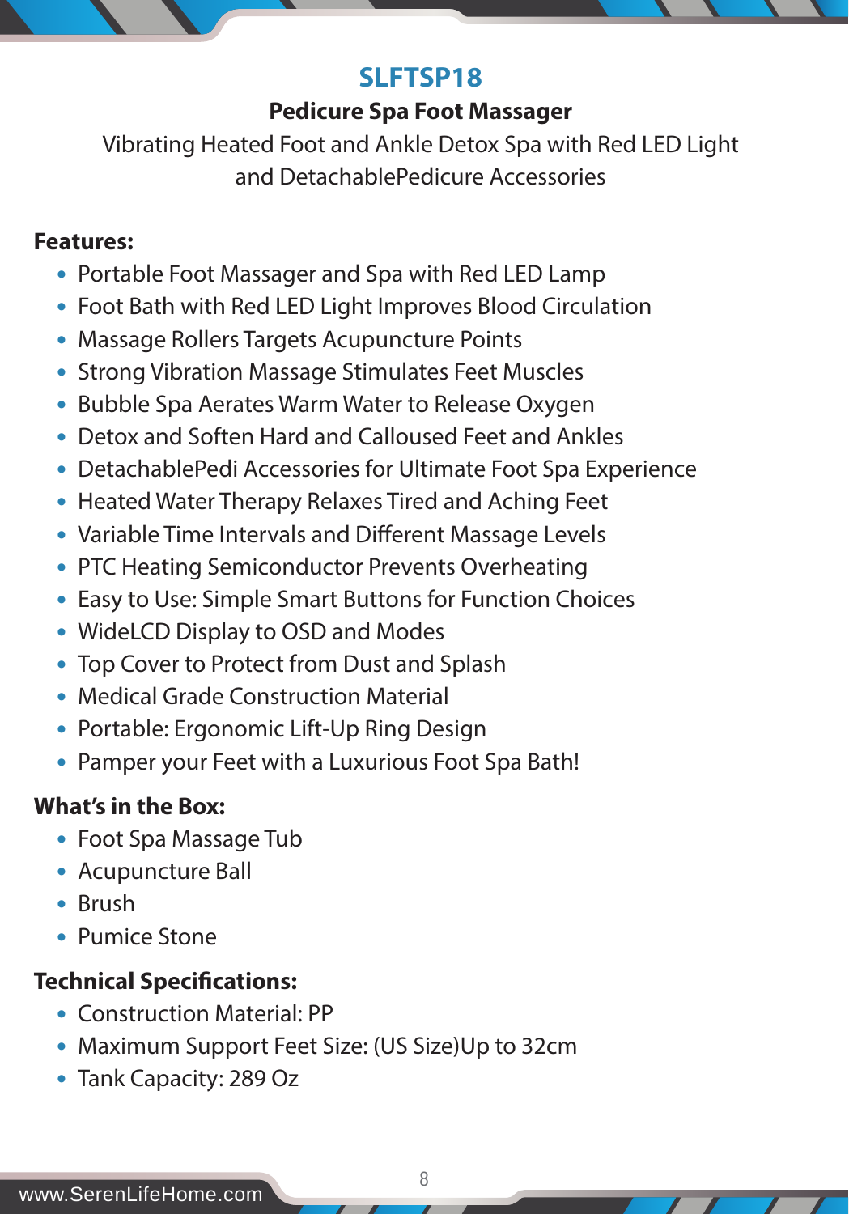# SLFTSP18

**Pedicure Spa Foot Massager**

Vibrating Heated Foot and Ankle Detox Spa with Red LED Light and DetachablePedicure Accessories

**Features:**

- Portable Foot Massager and Spa with Red LED Lamp
- Foot Bath with Red LED Light Improves Blood Circulation
- Massage Rollers Targets Acupuncture Points
- Strong Vibration Massage Stimulates Feet Muscles
- Bubble Spa Aerates Warm Water to Release Oxygen
- Detox and Soften Hard and Calloused Feet and Ankles
- DetachablePedi Accessories for Ultimate Foot Spa Experience
- Heated Water Therapy Relaxes Tired and Aching Feet
- Variable Time Intervals and Different Massage Levels
- PTC Heating Semiconductor Prevents Overheating
- Easy to Use: Simple Smart Buttons for Function Choices
- WideLCD Display to OSD and Modes
- Top Cover to Protect from Dust and Splash
- Medical Grade Construction Material
- Portable: Ergonomic Lift-Up Ring Design
- Pamper your Feet with a Luxurious Foot Spa Bath!

**What's in the Box:**

- Foot Spa Massage Tub
- Acupuncture Ball
- Brush
- Pumice Stone

**Technical Specifications:**

- Construction Material: PP
- Maximum Support Feet Size: (US Size)Up to 32cm
- Tank Capacity: 289 Oz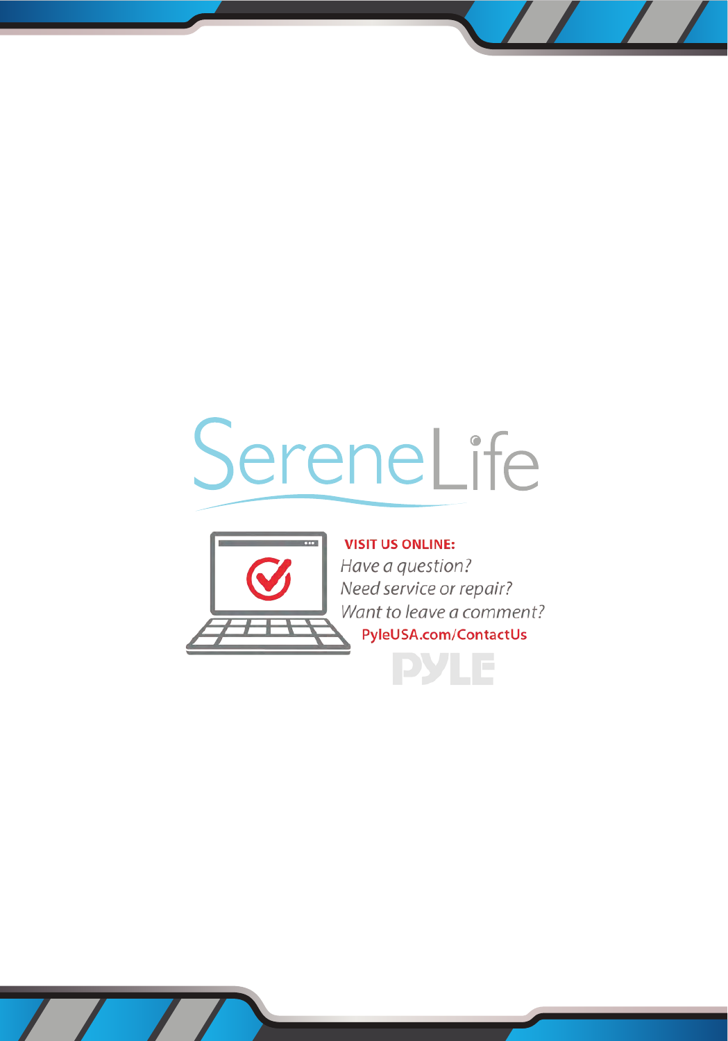SereneLife

**VISIT US ONLINE:**

*Have a question?*

*Need service or repair?*

*Want to leave a comment?*

**PyleUSA.com/ContactUs**

PYLE